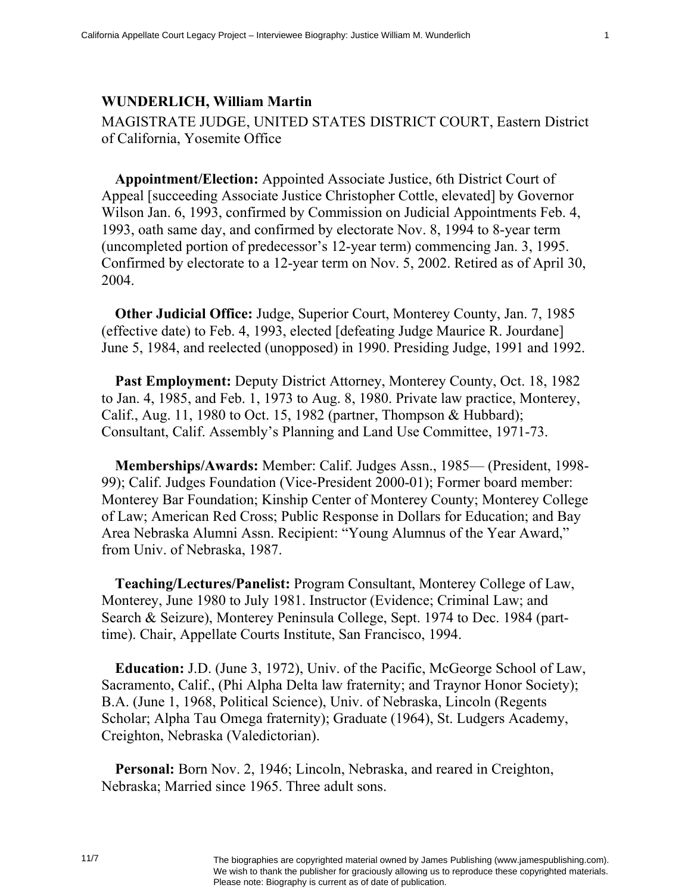**WUNDERLICH, William Martin**

MAGISTRATE JUDGE, UNITED STATES DISTRICT COURT, Eastern District of California, Yosemite Office

**Appointment/Election:** Appointed Associate Justice, 6th District Court of Appeal [succeeding Associate Justice Christopher Cottle, elevated] by Governor Wilson Jan. 6, 1993, confirmed by Commission on Judicial Appointments Feb. 4, 1993, oath same day, and confirmed by electorate Nov. 8, 1994 to 8-year term (uncompleted portion of predecessor's 12-year term) commencing Jan. 3, 1995. Confirmed by electorate to a 12-year term on Nov. 5, 2002. Retired as of April 30, 2004.

**Other Judicial Office:** Judge, Superior Court, Monterey County, Jan. 7, 1985 (effective date) to Feb. 4, 1993, elected [defeating Judge Maurice R. Jourdane] June 5, 1984, and reelected (unopposed) in 1990. Presiding Judge, 1991 and 1992.

**Past Employment:** Deputy District Attorney, Monterey County, Oct. 18, 1982 to Jan. 4, 1985, and Feb. 1, 1973 to Aug. 8, 1980. Private law practice, Monterey, Calif., Aug. 11, 1980 to Oct. 15, 1982 (partner, Thompson & Hubbard); Consultant, Calif. Assembly's Planning and Land Use Committee, 1971-73.

**Memberships/Awards:** Member: Calif. Judges Assn., 1985— (President, 1998-99); Calif. Judges Foundation (Vice-President 2000-01); Former board member: Monterey Bar Foundation; Kinship Center of Monterey County; Monterey College of Law; American Red Cross; Public Response in Dollars for Education; and Bay Area Nebraska Alumni Assn. Recipient: "Young Alumnus of the Year Award," from Univ. of Nebraska, 1987.

**Teaching/Lectures/Panelist:** Program Consultant, Monterey College of Law, Monterey, June 1980 to July 1981. Instructor (Evidence; Criminal Law; and Search & Seizure), Monterey Peninsula College, Sept. 1974 to Dec. 1984 (part-time). Chair, Appellate Courts Institute, San Francisco, 1994.

**Education:** J.D. (June 3, 1972), Univ. of the Pacific, McGeorge School of Law, Sacramento, Calif., (Phi Alpha Delta law fraternity; and Traynor Honor Society); B.A. (June 1, 1968, Political Science), Univ. of Nebraska, Lincoln (Regents Scholar; Alpha Tau Omega fraternity); Graduate (1964), St. Ludgers Academy, Creighton, Nebraska (Valedictorian).

**Personal:** Born Nov. 2, 1946; Lincoln, Nebraska, and reared in Creighton, Nebraska; Married since 1965. Three adult sons.

11/7

The biographies are copyrighted material owned by James Publishing (www.jamespublishing.com). We wish to thank the publisher for graciously allowing us to reproduce these copyrighted materials. Please note: Biography is current as of date of publication.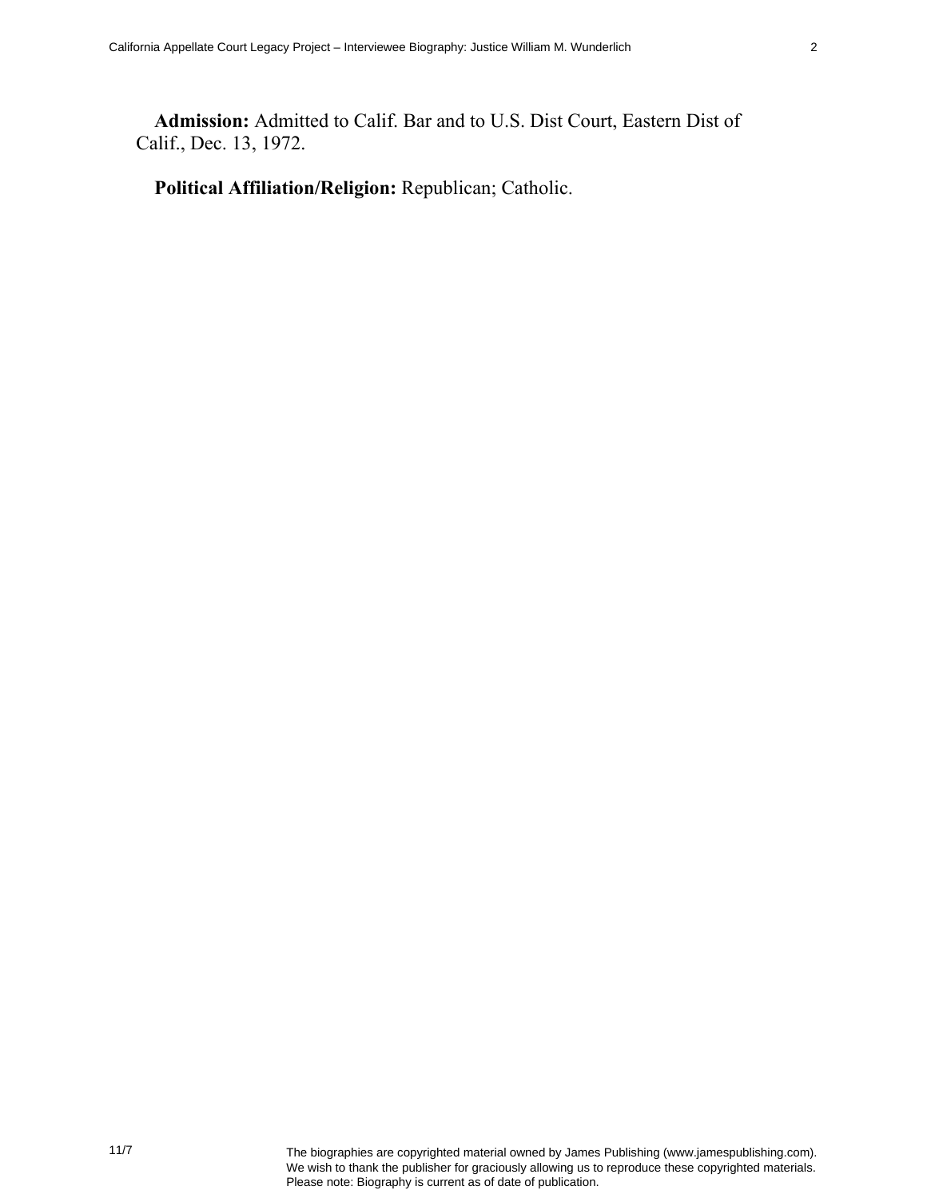**Admission:** Admitted to Calif. Bar and to U.S. Dist Court, Eastern Dist of Calif., Dec. 13, 1972.

**Political Affiliation/Religion:** Republican; Catholic.